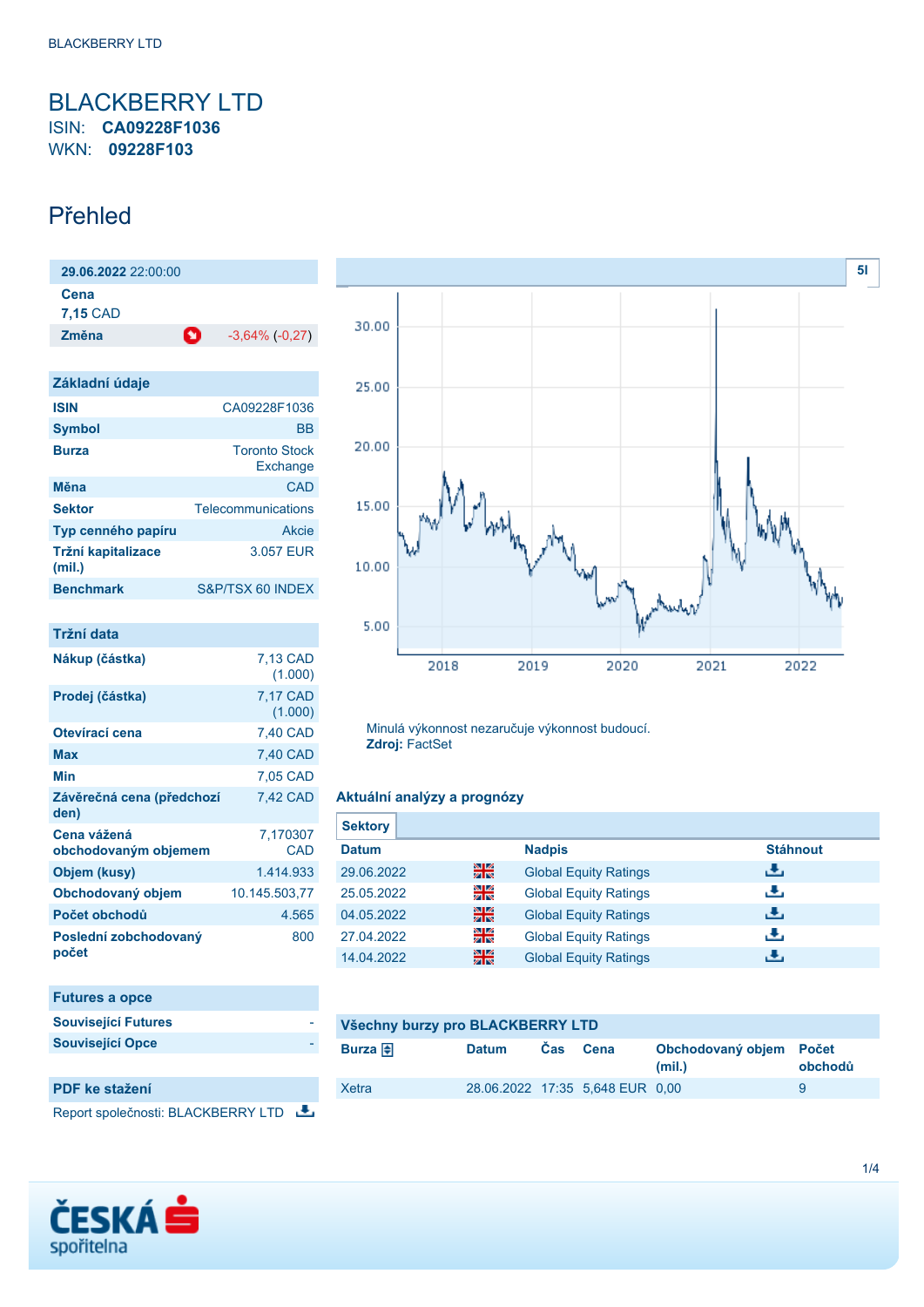# BLACKBERRY LTD

ISIN: **CA09228F1036**

WKN: **09228F103**

## Přehled

**29.06.2022** 22:00:00

| | |
|---|---|
| **Cena** | **7,15** CAD |
| **Změna** | -3,64% (-0,27) |

### Základní údaje

| | |
|---|---|
| **ISIN** | CA09228F1036 |
| **Symbol** | BB |
| **Burza** | Toronto Stock Exchange |
| **Měna** | CAD |
| **Sektor** | Telecommunications |
| **Typ cenného papíru** | Akcie |
| **Tržní kapitalizace (mil.)** | 3.057 EUR |
| **Benchmark** | S&P/TSX 60 INDEX |

### Tržní data

| | |
|---|---|
| **Nákup (částka)** | 7,13 CAD (1.000) |
| **Prodej (částka)** | 7,17 CAD (1.000) |
| **Otevírací cena** | 7,40 CAD |
| **Max** | 7,40 CAD |
| **Min** | 7,05 CAD |
| **Závěrečná cena (předchozí den)** | 7,42 CAD |
| **Cena vážená obchodovaným objemem** | 7,170307 CAD |
| **Objem (kusy)** | 1.414.933 |
| **Obchodovaný objem** | 10.145.503,77 |
| **Počet obchodů** | 4.565 |
| **Poslední zobchodovaný počet** | 800 |

### Futures a opce

| | |
|---|---|
| **Související Futures** | - |
| **Související Opce** | - |

### PDF ke stažení

Report společnosti: BLACKBERRY LTD

Minulá výkonnost nezaručuje výkonnost budoucí.
**Zdroj:** FactSet

### Aktuální analýzy a prognózy

Sektory

| Datum | | Nadpis | Stáhnout |
|---|---|---|---|
| 29.06.2022 | | Global Equity Ratings | |
| 25.05.2022 | | Global Equity Ratings | |
| 04.05.2022 | | Global Equity Ratings | |
| 27.04.2022 | | Global Equity Ratings | |
| 14.04.2022 | | Global Equity Ratings | |

### Všechny burzy pro BLACKBERRY LTD

| Burza | Datum | Čas | Cena | Obchodovaný objem (mil.) | Počet obchodů |
|---|---|---|---|---|---|
| Xetra | 28.06.2022 | 17:35 | 5,648 EUR | 0,00 | 9 |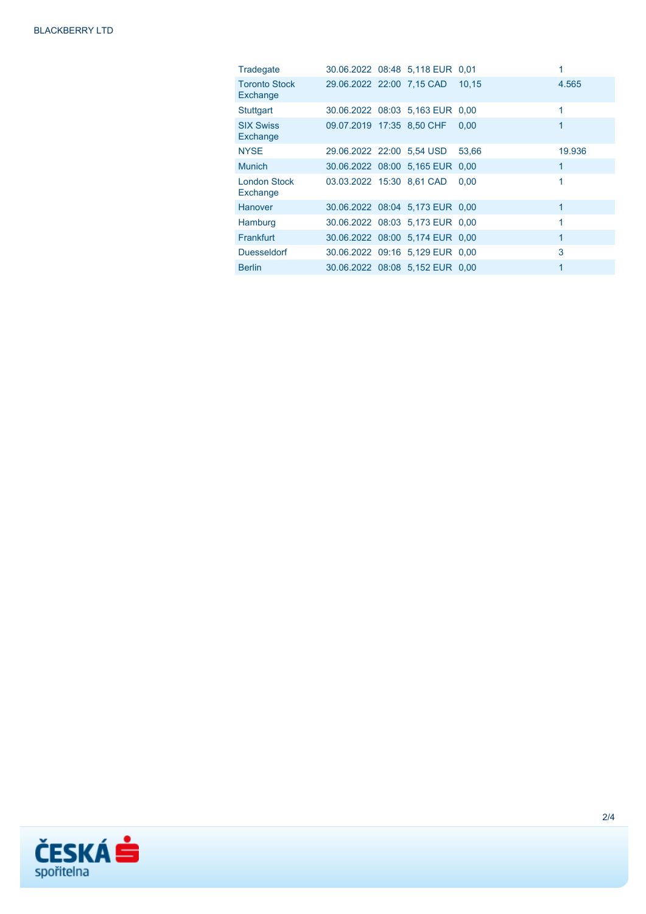| | | | | | |
|---|---|---|---|---|---|
| Tradegate | 30.06.2022 | 08:48 | 5,118 EUR | 0,01 | 1 |
| Toronto Stock Exchange | 29.06.2022 | 22:00 | 7,15 CAD | 10,15 | 4.565 |
| Stuttgart | 30.06.2022 | 08:03 | 5,163 EUR | 0,00 | 1 |
| SIX Swiss Exchange | 09.07.2019 | 17:35 | 8,50 CHF | 0,00 | 1 |
| NYSE | 29.06.2022 | 22:00 | 5,54 USD | 53,66 | 19.936 |
| Munich | 30.06.2022 | 08:00 | 5,165 EUR | 0,00 | 1 |
| London Stock Exchange | 03.03.2022 | 15:30 | 8,61 CAD | 0,00 | 1 |
| Hanover | 30.06.2022 | 08:04 | 5,173 EUR | 0,00 | 1 |
| Hamburg | 30.06.2022 | 08:03 | 5,173 EUR | 0,00 | 1 |
| Frankfurt | 30.06.2022 | 08:00 | 5,174 EUR | 0,00 | 1 |
| Duesseldorf | 30.06.2022 | 09:16 | 5,129 EUR | 0,00 | 3 |
| Berlin | 30.06.2022 | 08:08 | 5,152 EUR | 0,00 | 1 |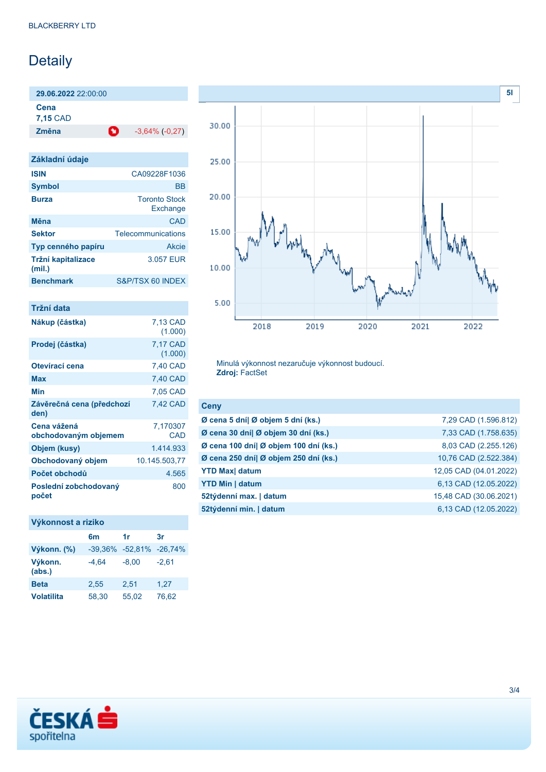BLACKBERRY LTD

# Detaily

| **29.06.2022** 22:00:00 | |
|---|---|
| **Cena** 7,15 CAD | |
| **Změna** | -3,64% (-0,27) |

| Základní údaje | |
|---|---|
| **ISIN** | CA09228F1036 |
| **Symbol** | BB |
| **Burza** | Toronto Stock Exchange |
| **Měna** | CAD |
| **Sektor** | Telecommunications |
| **Typ cenného papíru** | Akcie |
| **Tržní kapitalizace (mil.)** | 3.057 EUR |
| **Benchmark** | S&P/TSX 60 INDEX |

| Tržní data | |
|---|---|
| **Nákup (částka)** | 7,13 CAD (1.000) |
| **Prodej (částka)** | 7,17 CAD (1.000) |
| **Otevírací cena** | 7,40 CAD |
| **Max** | 7,40 CAD |
| **Min** | 7,05 CAD |
| **Závěrečná cena (předchozí den)** | 7,42 CAD |
| **Cena vážená obchodovaným objemem** | 7,170307 CAD |
| **Objem (kusy)** | 1.414.933 |
| **Obchodovaný objem** | 10.145.503,77 |
| **Počet obchodů** | 4.565 |
| **Poslední zobchodovaný počet** | 800 |

| Výkonnost a riziko | 6m | 1r | 3r |
|---|---|---|---|
| **Výkonn. (%)** | -39,36% | -52,81% | -26,74% |
| **Výkonn. (abs.)** | -4,64 | -8,00 | -2,61 |
| **Beta** | 2,55 | 2,51 | 1,27 |
| **Volatilita** | 58,30 | 55,02 | 76,62 |

Minulá výkonnost nezaručuje výkonnost budoucí.
**Zdroj:** FactSet

| Ceny | |
|---|---|
| **Ø cena 5 dní\| Ø objem 5 dní (ks.)** | 7,29 CAD (1.596.812) |
| **Ø cena 30 dní\| Ø objem 30 dní (ks.)** | 7,33 CAD (1.758.635) |
| **Ø cena 100 dní\| Ø objem 100 dní (ks.)** | 8,03 CAD (2.255.126) |
| **Ø cena 250 dní\| Ø objem 250 dní (ks.)** | 10,76 CAD (2.522.384) |
| **YTD Max\| datum** | 12,05 CAD (04.01.2022) |
| **YTD Min \| datum** | 6,13 CAD (12.05.2022) |
| **52týdenní max. \| datum** | 15,48 CAD (30.06.2021) |
| **52týdenní min. \| datum** | 6,13 CAD (12.05.2022) |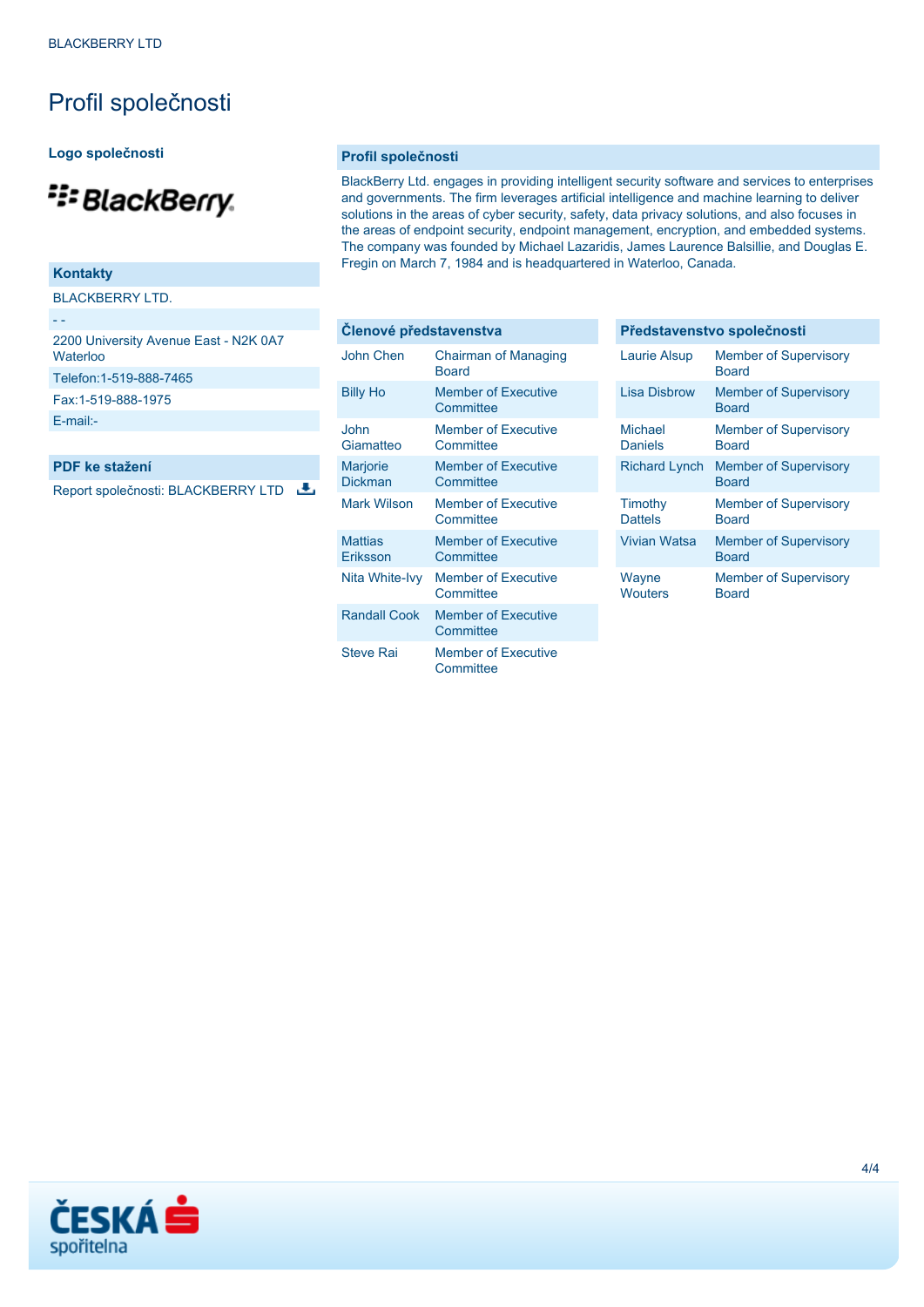# Profil společnosti

### Logo společnosti

### Kontakty

BLACKBERRY LTD.

- -

2200 University Avenue East - N2K 0A7 Waterloo

Telefon:1-519-888-7465

Fax:1-519-888-1975

E-mail:-

### PDF ke stažení

Report společnosti: BLACKBERRY LTD

### Profil společnosti

BlackBerry Ltd. engages in providing intelligent security software and services to enterprises and governments. The firm leverages artificial intelligence and machine learning to deliver solutions in the areas of cyber security, safety, data privacy solutions, and also focuses in the areas of endpoint security, endpoint management, encryption, and embedded systems. The company was founded by Michael Lazaridis, James Laurence Balsillie, and Douglas E. Fregin on March 7, 1984 and is headquartered in Waterloo, Canada.

### Členové představenstva

| | |
|---|---|
| John Chen | Chairman of Managing Board |
| Billy Ho | Member of Executive Committee |
| John Giamatteo | Member of Executive Committee |
| Marjorie Dickman | Member of Executive Committee |
| Mark Wilson | Member of Executive Committee |
| Mattias Eriksson | Member of Executive Committee |
| Nita White-Ivy | Member of Executive Committee |
| Randall Cook | Member of Executive Committee |
| Steve Rai | Member of Executive Committee |

### Představenstvo společnosti

| | |
|---|---|
| Laurie Alsup | Member of Supervisory Board |
| Lisa Disbrow | Member of Supervisory Board |
| Michael Daniels | Member of Supervisory Board |
| Richard Lynch | Member of Supervisory Board |
| Timothy Dattels | Member of Supervisory Board |
| Vivian Watsa | Member of Supervisory Board |
| Wayne Wouters | Member of Supervisory Board |